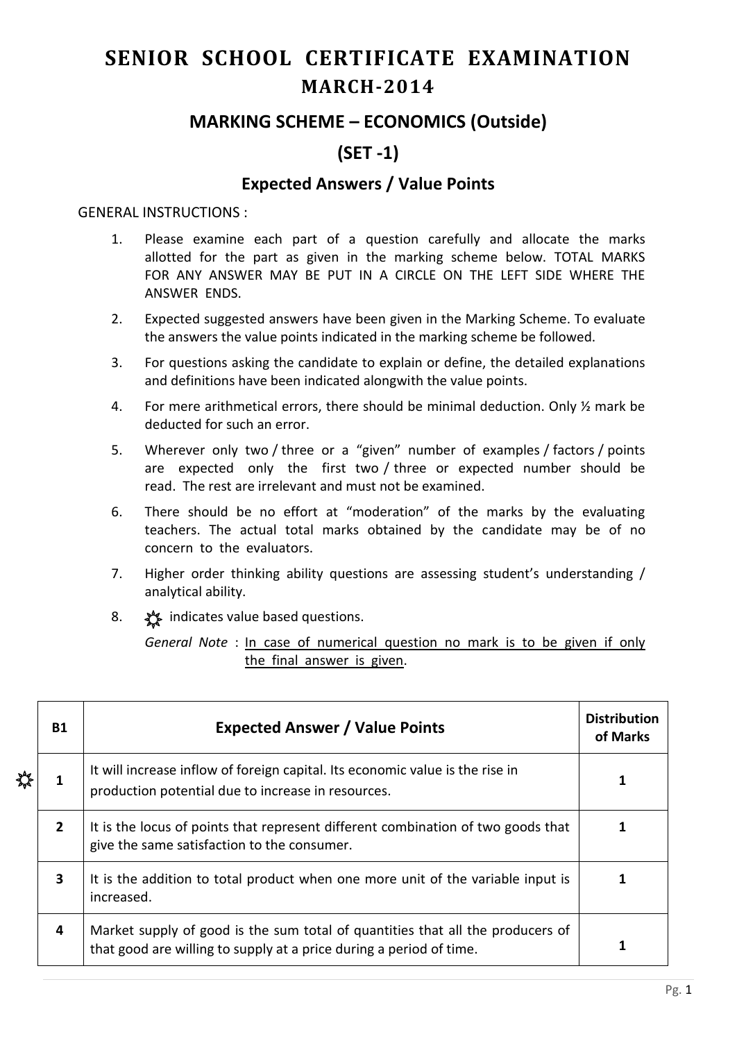# SENIOR SCHOOL CERTIFICATE EXAMINATION

## MARCH-2014

### MARKING SCHEME – ECONOMICS (Outside)

### (SET -1)

### Expected Answers / Value Points

GENERAL INSTRUCTIONS :

1. Please examine each part of a question carefully and allocate the marks allotted for the part as given in the marking scheme below. TOTAL MARKS FOR ANY ANSWER MAY BE PUT IN A CIRCLE ON THE LEFT SIDE WHERE THE ANSWER ENDS.
2. Expected suggested answers have been given in the Marking Scheme. To evaluate the answers the value points indicated in the marking scheme be followed.
3. For questions asking the candidate to explain or define, the detailed explanations and definitions have been indicated alongwith the value points.
4. For mere arithmetical errors, there should be minimal deduction. Only ½ mark be deducted for such an error.
5. Wherever only two / three or a "given" number of examples / factors / points are expected only the first two / three or expected number should be read. The rest are irrelevant and must not be examined.
6. There should be no effort at "moderation" of the marks by the evaluating teachers. The actual total marks obtained by the candidate may be of no concern to the evaluators.
7. Higher order thinking ability questions are assessing student's understanding / analytical ability.
8. ☼ indicates value based questions.

*General Note* : In case of numerical question no mark is to be given if only the final answer is given.

| B1 | Expected Answer / Value Points | Distribution of Marks |
|---|---|---|
| ☼ 1 | It will increase inflow of foreign capital. Its economic value is the rise in production potential due to increase in resources. | 1 |
| 2 | It is the locus of points that represent different combination of two goods that give the same satisfaction to the consumer. | 1 |
| 3 | It is the addition to total product when one more unit of the variable input is increased. | 1 |
| 4 | Market supply of good is the sum total of quantities that all the producers of that good are willing to supply at a price during a period of time. | 1 |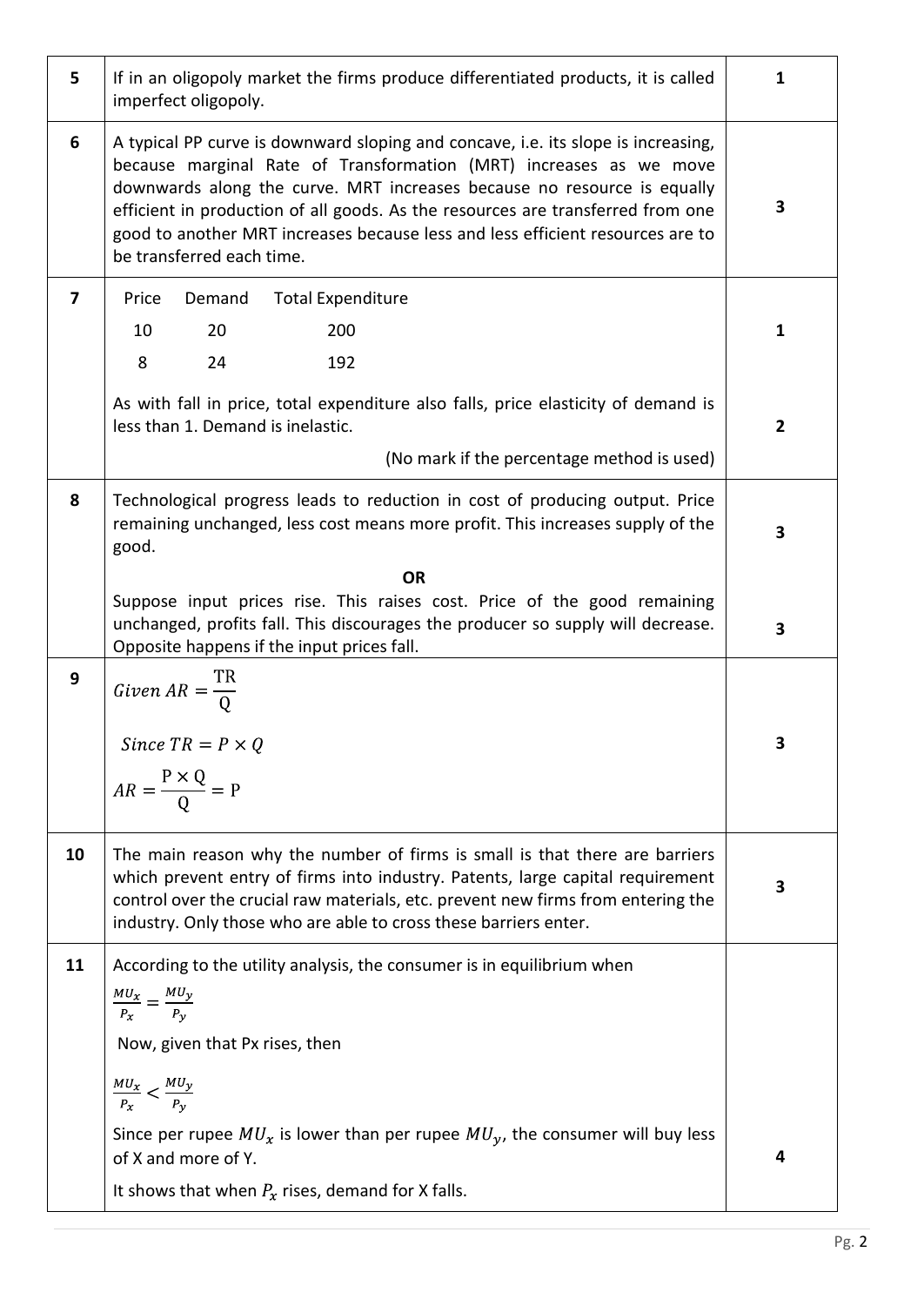| | | |
|---|---|---|
| 5 | If in an oligopoly market the firms produce differentiated products, it is called imperfect oligopoly. | 1 |
| 6 | A typical PP curve is downward sloping and concave, i.e. its slope is increasing, because marginal Rate of Transformation (MRT) increases as we move downwards along the curve. MRT increases because no resource is equally efficient in production of all goods. As the resources are transferred from one good to another MRT increases because less and less efficient resources are to be transferred each time. | 3 |
| 7 | Price Demand Total Expenditure<br>10 20 200<br>8 24 192 | 1 |
| | As with fall in price, total expenditure also falls, price elasticity of demand is less than 1. Demand is inelastic.<br>(No mark if the percentage method is used) | 2 |
| 8 | Technological progress leads to reduction in cost of producing output. Price remaining unchanged, less cost means more profit. This increases supply of the good. | 3 |
| | **OR**<br>Suppose input prices rise. This raises cost. Price of the good remaining unchanged, profits fall. This discourages the producer so supply will decrease. Opposite happens if the input prices fall. | 3 |
| 9 | $Given\ AR = \frac{TR}{Q}$<br>$Since\ TR = P \times Q$<br>$AR = \frac{P \times Q}{Q} = P$ | 3 |
| 10 | The main reason why the number of firms is small is that there are barriers which prevent entry of firms into industry. Patents, large capital requirement control over the crucial raw materials, etc. prevent new firms from entering the industry. Only those who are able to cross these barriers enter. | 3 |
| 11 | According to the utility analysis, the consumer is in equilibrium when<br>$\frac{MU_x}{P_x} = \frac{MU_y}{P_y}$<br>Now, given that Px rises, then<br>$\frac{MU_x}{P_x} < \frac{MU_y}{P_y}$<br>Since per rupee $MU_x$ is lower than per rupee $MU_y$, the consumer will buy less of X and more of Y.<br>It shows that when $P_x$ rises, demand for X falls. | 4 |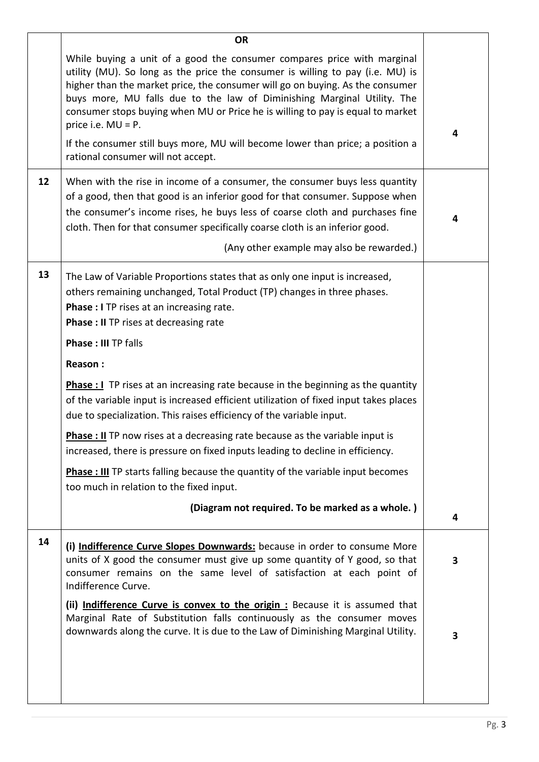| | | |
|---|---|---|
| | **OR**<br><br>While buying a unit of a good the consumer compares price with marginal utility (MU). So long as the price the consumer is willing to pay (i.e. MU) is higher than the market price, the consumer will go on buying. As the consumer buys more, MU falls due to the law of Diminishing Marginal Utility. The consumer stops buying when MU or Price he is willing to pay is equal to market price i.e. MU = P.<br><br>If the consumer still buys more, MU will become lower than price; a position a rational consumer will not accept. | 4 |
| 12 | When with the rise in income of a consumer, the consumer buys less quantity of a good, then that good is an inferior good for that consumer. Suppose when the consumer's income rises, he buys less of coarse cloth and purchases fine cloth. Then for that consumer specifically coarse cloth is an inferior good.<br><br>(Any other example may also be rewarded.) | 4 |
| 13 | The Law of Variable Proportions states that as only one input is increased, others remaining unchanged, Total Product (TP) changes in three phases.<br>**Phase : I** TP rises at an increasing rate.<br>**Phase : II** TP rises at decreasing rate<br><br>**Phase : III** TP falls<br><br>**Reason :**<br><br>**Phase : I** TP rises at an increasing rate because in the beginning as the quantity of the variable input is increased efficient utilization of fixed input takes places due to specialization. This raises efficiency of the variable input.<br><br>**Phase : II** TP now rises at a decreasing rate because as the variable input is increased, there is pressure on fixed inputs leading to decline in efficiency.<br><br>**Phase : III** TP starts falling because the quantity of the variable input becomes too much in relation to the fixed input.<br><br>**(Diagram not required. To be marked as a whole. )** | 4 |
| 14 | **(i) Indifference Curve Slopes Downwards:** because in order to consume More units of X good the consumer must give up some quantity of Y good, so that consumer remains on the same level of satisfaction at each point of Indifference Curve.<br><br>**(ii) Indifference Curve is convex to the origin :** Because it is assumed that Marginal Rate of Substitution falls continuously as the consumer moves downwards along the curve. It is due to the Law of Diminishing Marginal Utility. | 3<br><br>3 |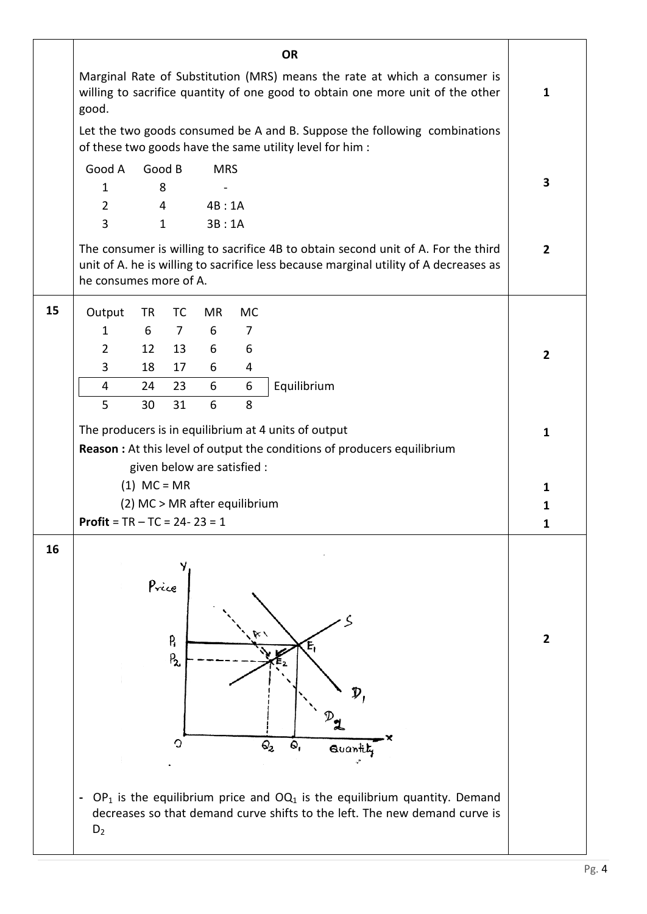| | | |
|---|---|---|
| | **OR** | |
| | Marginal Rate of Substitution (MRS) means the rate at which a consumer is willing to sacrifice quantity of one good to obtain one more unit of the other good. | 1 |
| | Let the two goods consumed be A and B. Suppose the following combinations of these two goods have the same utility level for him :<br><br>Good A — Good B — MRS<br>1 — 8 — -<br>2 — 4 — 4B : 1A<br>3 — 1 — 3B : 1A | 3 |
| | The consumer is willing to sacrifice 4B to obtain second unit of A. For the third unit of A. he is willing to sacrifice less because marginal utility of A decreases as he consumes more of A. | 2 |
| 15 | Output — TR — TC — MR — MC<br>1 — 6 — 7 — 6 — 7<br>2 — 12 — 13 — 6 — 6<br>3 — 18 — 17 — 6 — 4<br>4 — 24 — 23 — 6 — 6 — Equilibrium<br>5 — 30 — 31 — 6 — 8 | 2 |
| | The producers is in equilibrium at 4 units of output | 1 |
| | **Reason :** At this level of output the conditions of producers equilibrium given below are satisfied :<br>(1) MC = MR<br>(2) MC > MR after equilibrium | 1<br>1 |
| | **Profit** = TR – TC = 24- 23 = 1 | 1 |
| 16 | [Diagram: Price on Y-axis, Quantity on X-axis; supply curve S, demand curves $D_1$ and $D_2$; equilibrium points $E_1$ and $E_2$; prices $P_1$, $P_2$; quantities $Q_2$, $Q_1$] | 2 |
| | - $OP_1$ is the equilibrium price and $OQ_1$ is the equilibrium quantity. Demand decreases so that demand curve shifts to the left. The new demand curve is $D_2$ | |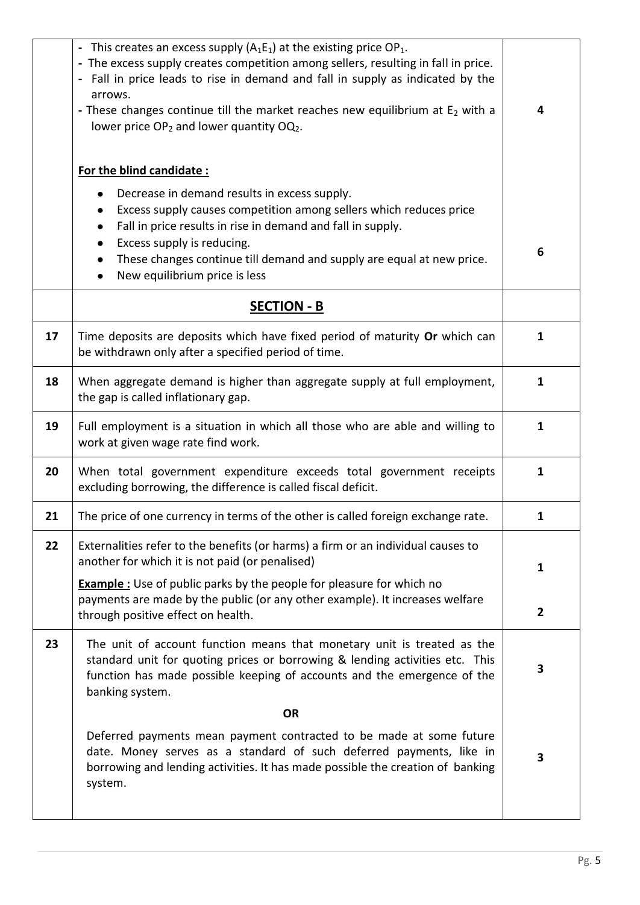| | | |
|---|---|---|
| | - This creates an excess supply ($A_1E_1$) at the existing price $OP_1$.<br>- The excess supply creates competition among sellers, resulting in fall in price.<br>- Fall in price leads to rise in demand and fall in supply as indicated by the arrows.<br>- These changes continue till the market reaches new equilibrium at $E_2$ with a lower price $OP_2$ and lower quantity $OQ_2$. | 4 |
| | **For the blind candidate :**<br>• Decrease in demand results in excess supply.<br>• Excess supply causes competition among sellers which reduces price<br>• Fall in price results in rise in demand and fall in supply.<br>• Excess supply is reducing.<br>• These changes continue till demand and supply are equal at new price.<br>• New equilibrium price is less | 6 |
| | **SECTION - B** | |
| 17 | Time deposits are deposits which have fixed period of maturity **Or** which can be withdrawn only after a specified period of time. | 1 |
| 18 | When aggregate demand is higher than aggregate supply at full employment, the gap is called inflationary gap. | 1 |
| 19 | Full employment is a situation in which all those who are able and willing to work at given wage rate find work. | 1 |
| 20 | When total government expenditure exceeds total government receipts excluding borrowing, the difference is called fiscal deficit. | 1 |
| 21 | The price of one currency in terms of the other is called foreign exchange rate. | 1 |
| 22 | Externalities refer to the benefits (or harms) a firm or an individual causes to another for which it is not paid (or penalised)<br>**Example :** Use of public parks by the people for pleasure for which no payments are made by the public (or any other example). It increases welfare through positive effect on health. | 1<br><br>2 |
| 23 | The unit of account function means that monetary unit is treated as the standard unit for quoting prices or borrowing & lending activities etc. This function has made possible keeping of accounts and the emergence of the banking system.<br>**OR**<br>Deferred payments mean payment contracted to be made at some future date. Money serves as a standard of such deferred payments, like in borrowing and lending activities. It has made possible the creation of banking system. | 3<br><br>3 |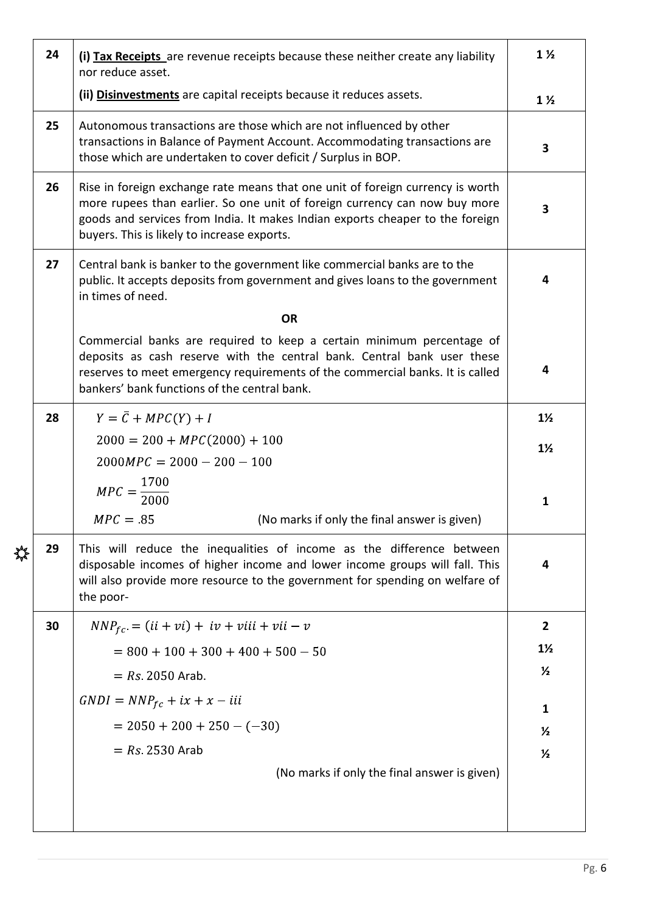| | | |
|---|---|---|
| 24 | **(i) <u>Tax Receipts</u>** are revenue receipts because these neither create any liability nor reduce asset.<br>**(ii) <u>Disinvestments</u>** are capital receipts because it reduces assets. | 1 ½<br>1 ½ |
| 25 | Autonomous transactions are those which are not influenced by other transactions in Balance of Payment Account. Accommodating transactions are those which are undertaken to cover deficit / Surplus in BOP. | 3 |
| 26 | Rise in foreign exchange rate means that one unit of foreign currency is worth more rupees than earlier. So one unit of foreign currency can now buy more goods and services from India. It makes Indian exports cheaper to the foreign buyers. This is likely to increase exports. | 3 |
| 27 | Central bank is banker to the government like commercial banks are to the public. It accepts deposits from government and gives loans to the government in times of need.<br>**OR**<br>Commercial banks are required to keep a certain minimum percentage of deposits as cash reserve with the central bank. Central bank user these reserves to meet emergency requirements of the commercial banks. It is called bankers' bank functions of the central bank. | 4<br><br>4 |
| 28 | $Y = \bar{C} + MPC(Y) + I$<br>$2000 = 200 + MPC(2000) + 100$<br>$2000MPC = 2000 - 200 - 100$<br>$MPC = \frac{1700}{2000}$<br>$MPC = .85$ (No marks if only the final answer is given) | 1½<br>1½<br><br>1 |
| 29 | This will reduce the inequalities of income as the difference between disposable incomes of higher income and lower income groups will fall. This will also provide more resource to the government for spending on welfare of the poor- | 4 |
| 30 | $NNP_{fc.} = (ii + vi) + iv + viii + vii - v$<br>$= 800 + 100 + 300 + 400 + 500 - 50$<br>$= Rs. 2050$ Arab.<br>$GNDI = NNP_{fc} + ix + x - iii$<br>$= 2050 + 200 + 250 - (-30)$<br>$= Rs. 2530$ Arab<br>(No marks if only the final answer is given) | 2<br>1½<br>½<br>1<br>½<br>½ |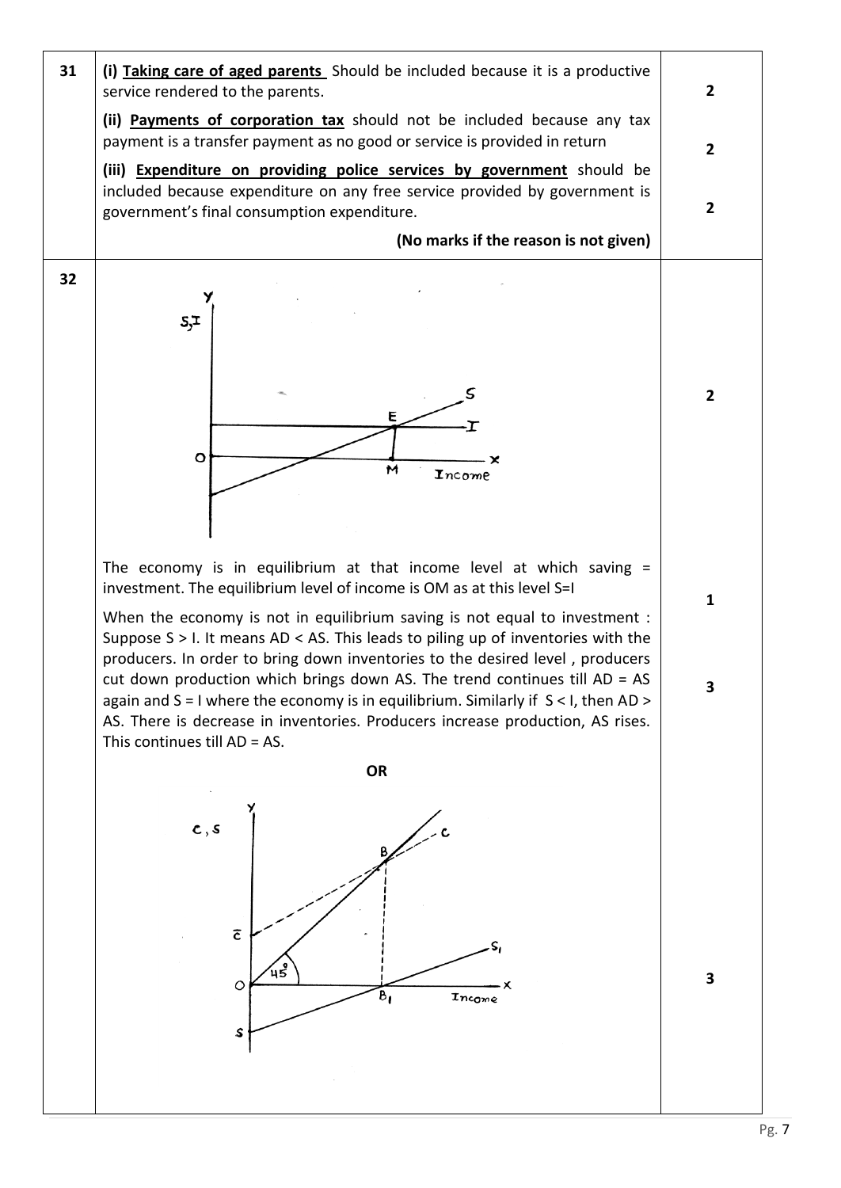| | | |
|---|---|---|
| 31 | **(i) <u>Taking care of aged parents</u>** Should be included because it is a productive service rendered to the parents.<br><br>**(ii) <u>Payments of corporation tax</u>** should not be included because any tax payment is a transfer payment as no good or service is provided in return<br><br>**(iii) <u>Expenditure on providing police services by government</u>** should be included because expenditure on any free service provided by government is government's final consumption expenditure.<br><br>**(No marks if the reason is not given)** | 2<br><br>2<br><br>2 |
| 32 | The economy is in equilibrium at that income level at which saving = investment. The equilibrium level of income is OM as at this level S=I<br><br>When the economy is not in equilibrium saving is not equal to investment : Suppose S > I. It means AD < AS. This leads to piling up of inventories with the producers. In order to bring down inventories to the desired level , producers cut down production which brings down AS. The trend continues till AD = AS again and S = I where the economy is in equilibrium. Similarly if S < I, then AD > AS. There is decrease in inventories. Producers increase production, AS rises. This continues till AD = AS.<br><br>**OR** | 2<br><br>1<br><br>3<br><br>3 |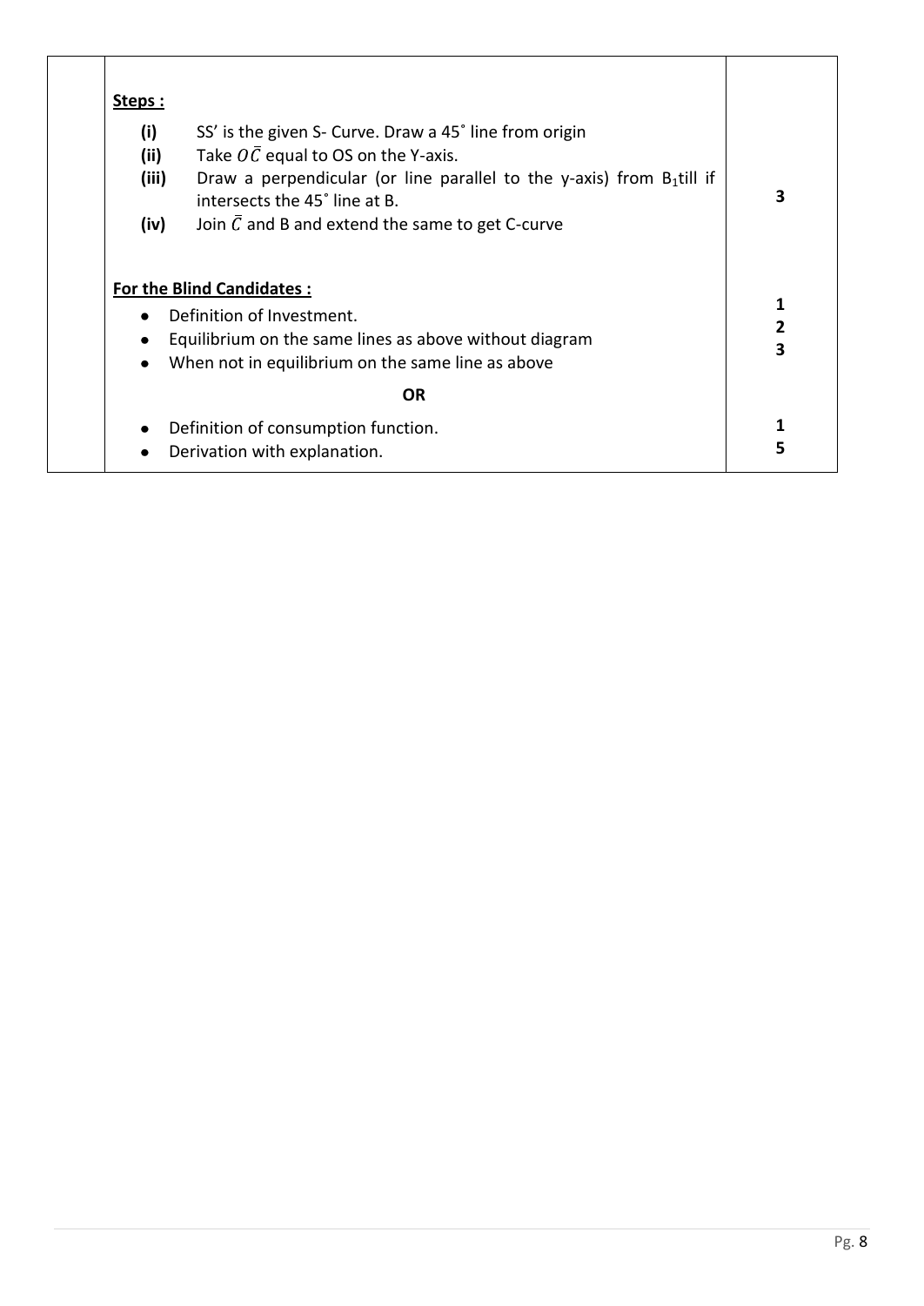| | | |
|---|---|---|
| | **Steps :**<br>**(i)** SS' is the given S- Curve. Draw a 45˚ line from origin<br>**(ii)** Take $O\bar{C}$ equal to OS on the Y-axis.<br>**(iii)** Draw a perpendicular (or line parallel to the y-axis) from $B_1$till if intersects the 45˚ line at B.<br>**(iv)** Join $\bar{C}$ and B and extend the same to get C-curve | **3** |
| | **For the Blind Candidates :**<br>• Definition of Investment.<br>• Equilibrium on the same lines as above without diagram<br>• When not in equilibrium on the same line as above | **1**<br>**2**<br>**3** |
| | **OR** | |
| | • Definition of consumption function.<br>• Derivation with explanation. | **1**<br>**5** |